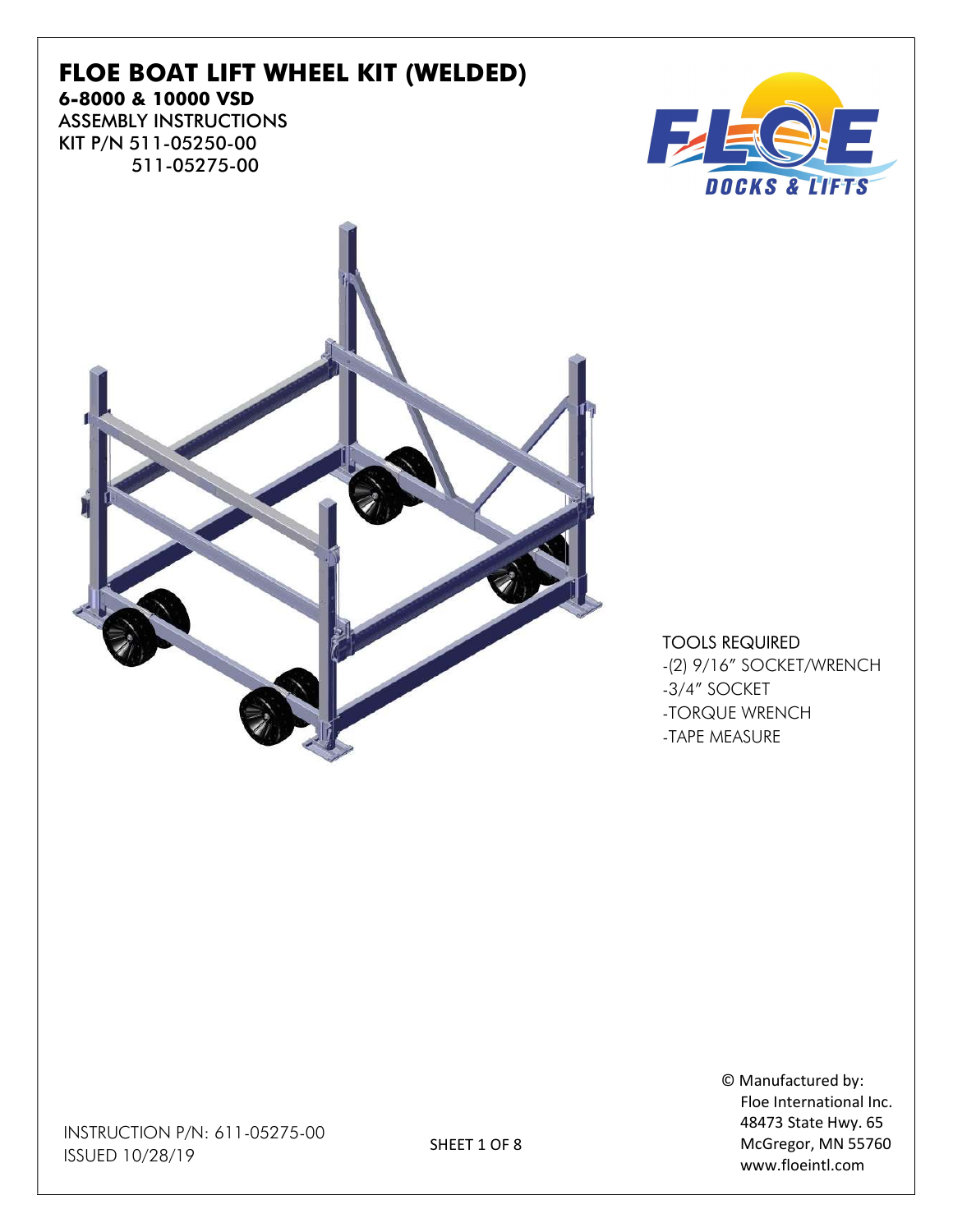# FLOE BOAT LIFT WHEEL KIT (WELDED)

**6-8000 & 10000 VSD**

ASSEMBLY INSTRUCTIONS

KIT P/N 511-05250-00
511-05275-00

TOOLS REQUIRED

- (2) 9/16" SOCKET/WRENCH
- 3/4" SOCKET
- TORQUE WRENCH
- TAPE MEASURE

INSTRUCTION P/N: 611-05275-00
ISSUED 10/28/19

© Manufactured by:
Floe International Inc.
48473 State Hwy. 65
McGregor, MN 55760
www.floeintl.com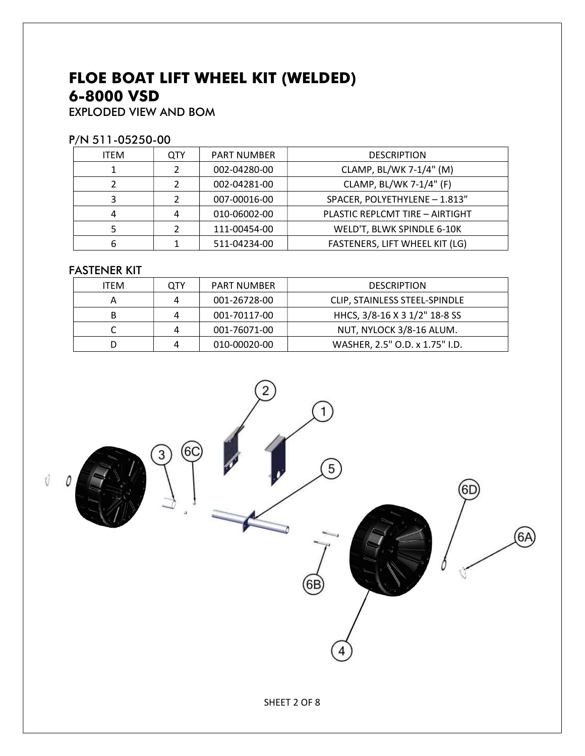# FLOE BOAT LIFT WHEEL KIT (WELDED)
# 6-8000 VSD

EXPLODED VIEW AND BOM

## P/N 511-05250-00

| ITEM | QTY | PART NUMBER | DESCRIPTION |
|---|---|---|---|
| 1 | 2 | 002-04280-00 | CLAMP, BL/WK 7-1/4" (M) |
| 2 | 2 | 002-04281-00 | CLAMP, BL/WK 7-1/4" (F) |
| 3 | 2 | 007-00016-00 | SPACER, POLYETHYLENE – 1.813” |
| 4 | 4 | 010-06002-00 | PLASTIC REPLCMT TIRE – AIRTIGHT |
| 5 | 2 | 111-00454-00 | WELD'T, BLWK SPINDLE 6-10K |
| 6 | 1 | 511-04234-00 | FASTENERS, LIFT WHEEL KIT (LG) |

## FASTENER KIT

| ITEM | QTY | PART NUMBER | DESCRIPTION |
|---|---|---|---|
| A | 4 | 001-26728-00 | CLIP, STAINLESS STEEL-SPINDLE |
| B | 4 | 001-70117-00 | HHCS, 3/8-16 X 3 1/2" 18-8 SS |
| C | 4 | 001-76071-00 | NUT, NYLOCK 3/8-16 ALUM. |
| D | 4 | 010-00020-00 | WASHER, 2.5" O.D. x 1.75" I.D. |

2 1 3 6C 5 6D 6A 6B 4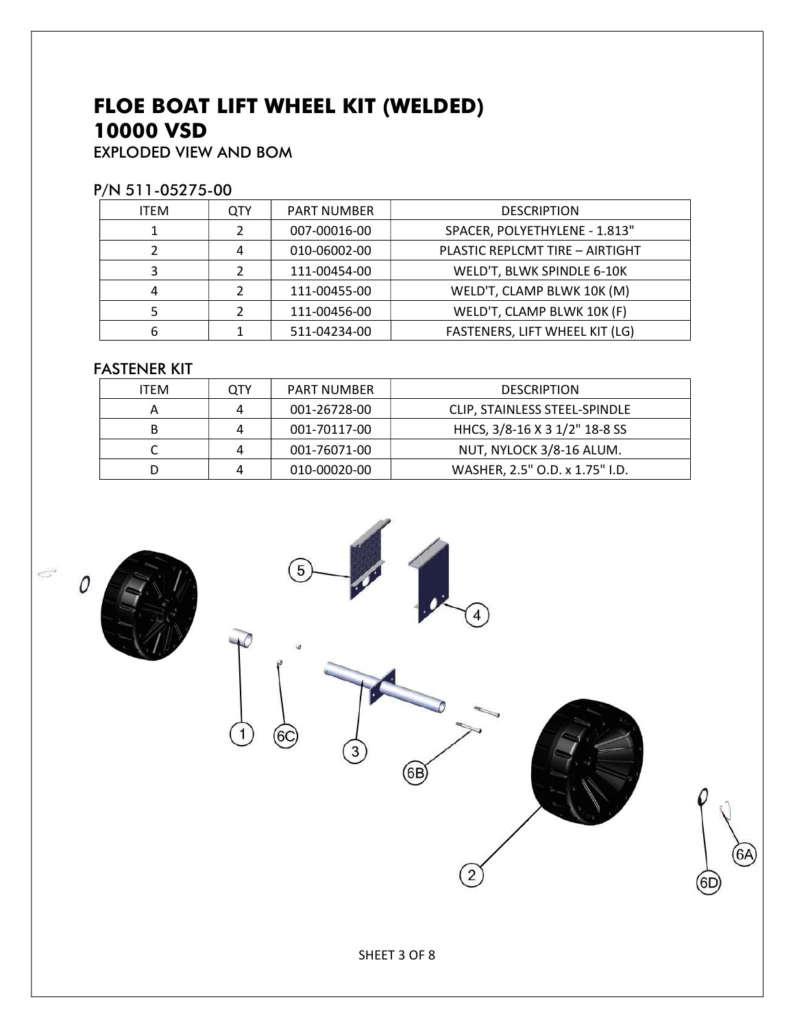# FLOE BOAT LIFT WHEEL KIT (WELDED)
# 10000 VSD

EXPLODED VIEW AND BOM

## P/N 511-05275-00

| ITEM | QTY | PART NUMBER | DESCRIPTION |
|---|---|---|---|
| 1 | 2 | 007-00016-00 | SPACER, POLYETHYLENE - 1.813" |
| 2 | 4 | 010-06002-00 | PLASTIC REPLCMT TIRE – AIRTIGHT |
| 3 | 2 | 111-00454-00 | WELD'T, BLWK SPINDLE 6-10K |
| 4 | 2 | 111-00455-00 | WELD'T, CLAMP BLWK 10K (M) |
| 5 | 2 | 111-00456-00 | WELD'T, CLAMP BLWK 10K (F) |
| 6 | 1 | 511-04234-00 | FASTENERS, LIFT WHEEL KIT (LG) |

## FASTENER KIT

| ITEM | QTY | PART NUMBER | DESCRIPTION |
|---|---|---|---|
| A | 4 | 001-26728-00 | CLIP, STAINLESS STEEL-SPINDLE |
| B | 4 | 001-70117-00 | HHCS, 3/8-16 X 3 1/2" 18-8 SS |
| C | 4 | 001-76071-00 | NUT, NYLOCK 3/8-16 ALUM. |
| D | 4 | 010-00020-00 | WASHER, 2.5" O.D. x 1.75" I.D. |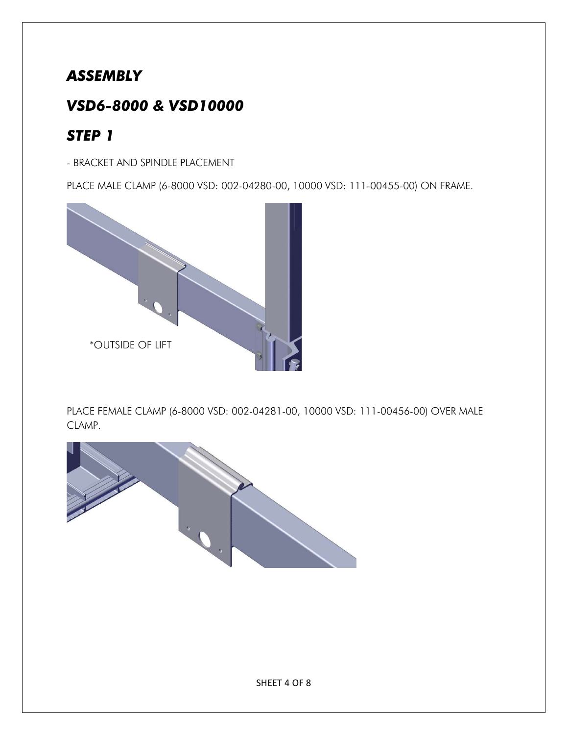# ASSEMBLY

# VSD6-8000 & VSD10000

# STEP 1

- BRACKET AND SPINDLE PLACEMENT

PLACE MALE CLAMP (6-8000 VSD: 002-04280-00, 10000 VSD: 111-00455-00) ON FRAME.

*OUTSIDE OF LIFT

PLACE FEMALE CLAMP (6-8000 VSD: 002-04281-00, 10000 VSD: 111-00456-00) OVER MALE CLAMP.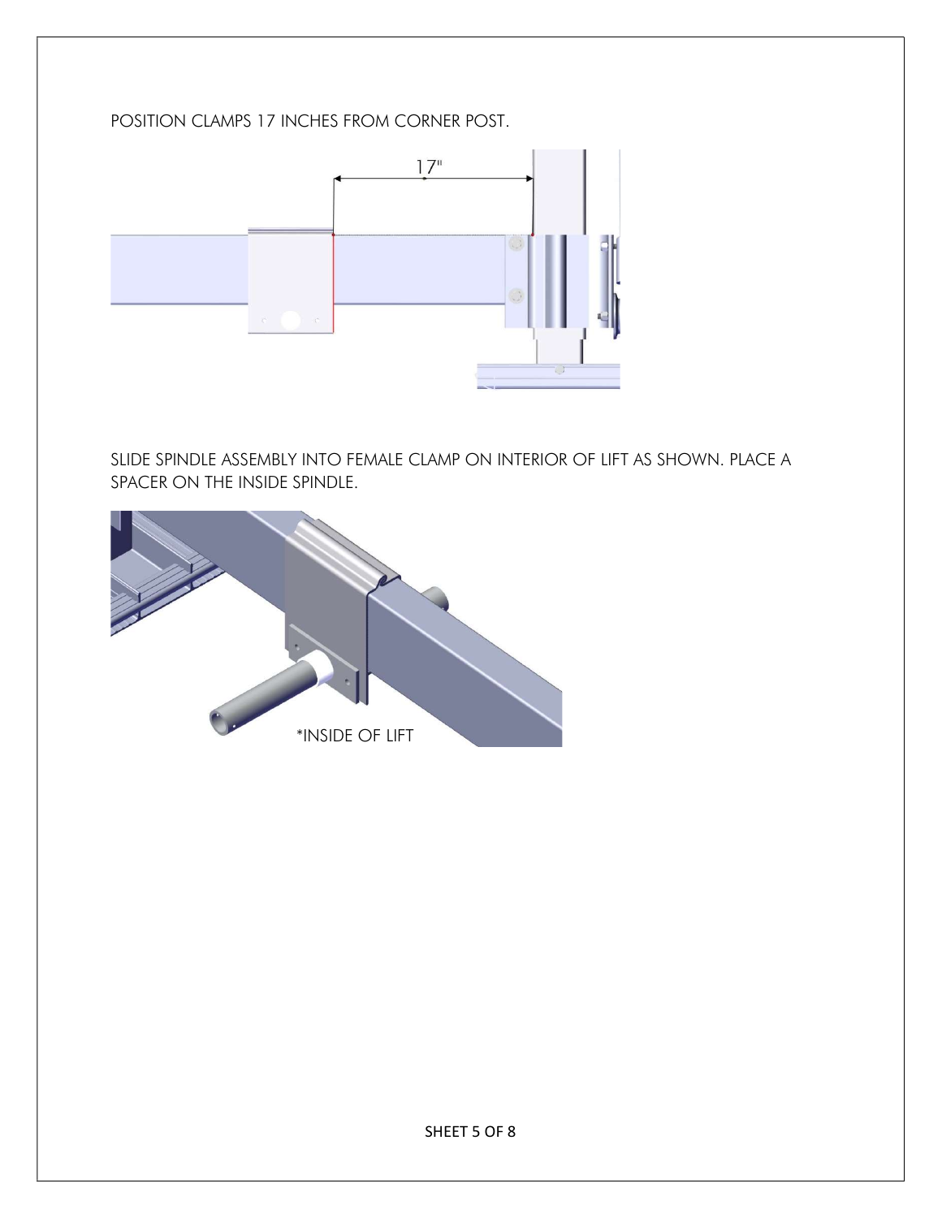POSITION CLAMPS 17 INCHES FROM CORNER POST.

SLIDE SPINDLE ASSEMBLY INTO FEMALE CLAMP ON INTERIOR OF LIFT AS SHOWN. PLACE A SPACER ON THE INSIDE SPINDLE.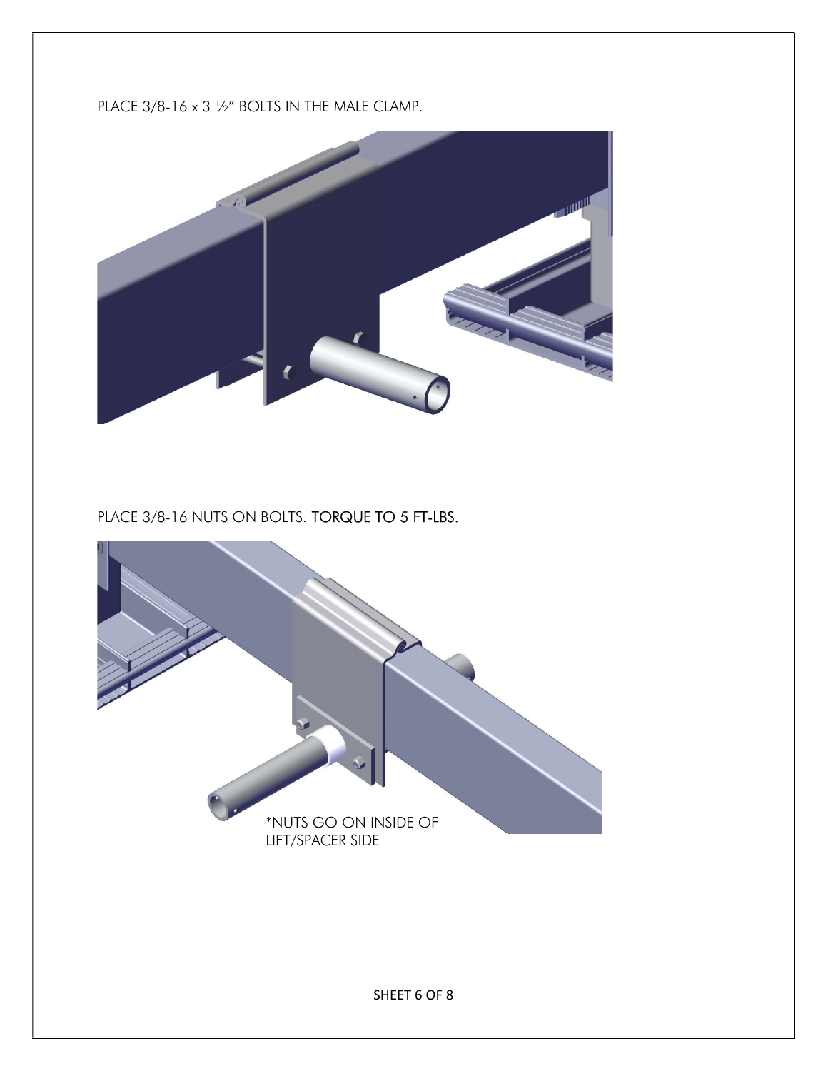PLACE 3/8-16 x 3 ½" BOLTS IN THE MALE CLAMP.

PLACE 3/8-16 NUTS ON BOLTS. **TORQUE TO 5 FT-LBS.**

*NUTS GO ON INSIDE OF LIFT/SPACER SIDE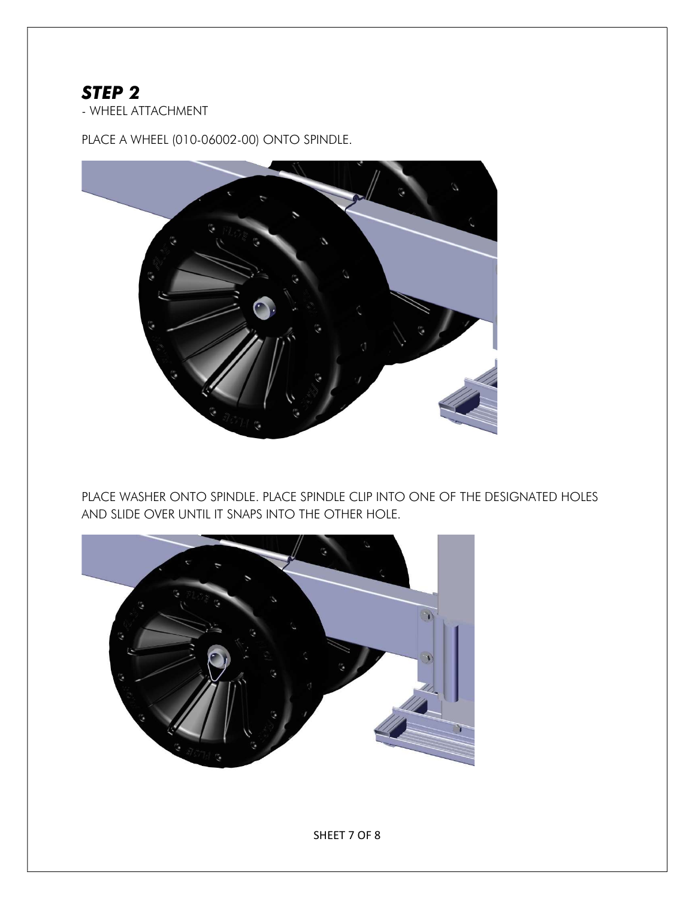## *STEP 2*

- WHEEL ATTACHMENT

PLACE A WHEEL (010-06002-00) ONTO SPINDLE.

PLACE WASHER ONTO SPINDLE. PLACE SPINDLE CLIP INTO ONE OF THE DESIGNATED HOLES AND SLIDE OVER UNTIL IT SNAPS INTO THE OTHER HOLE.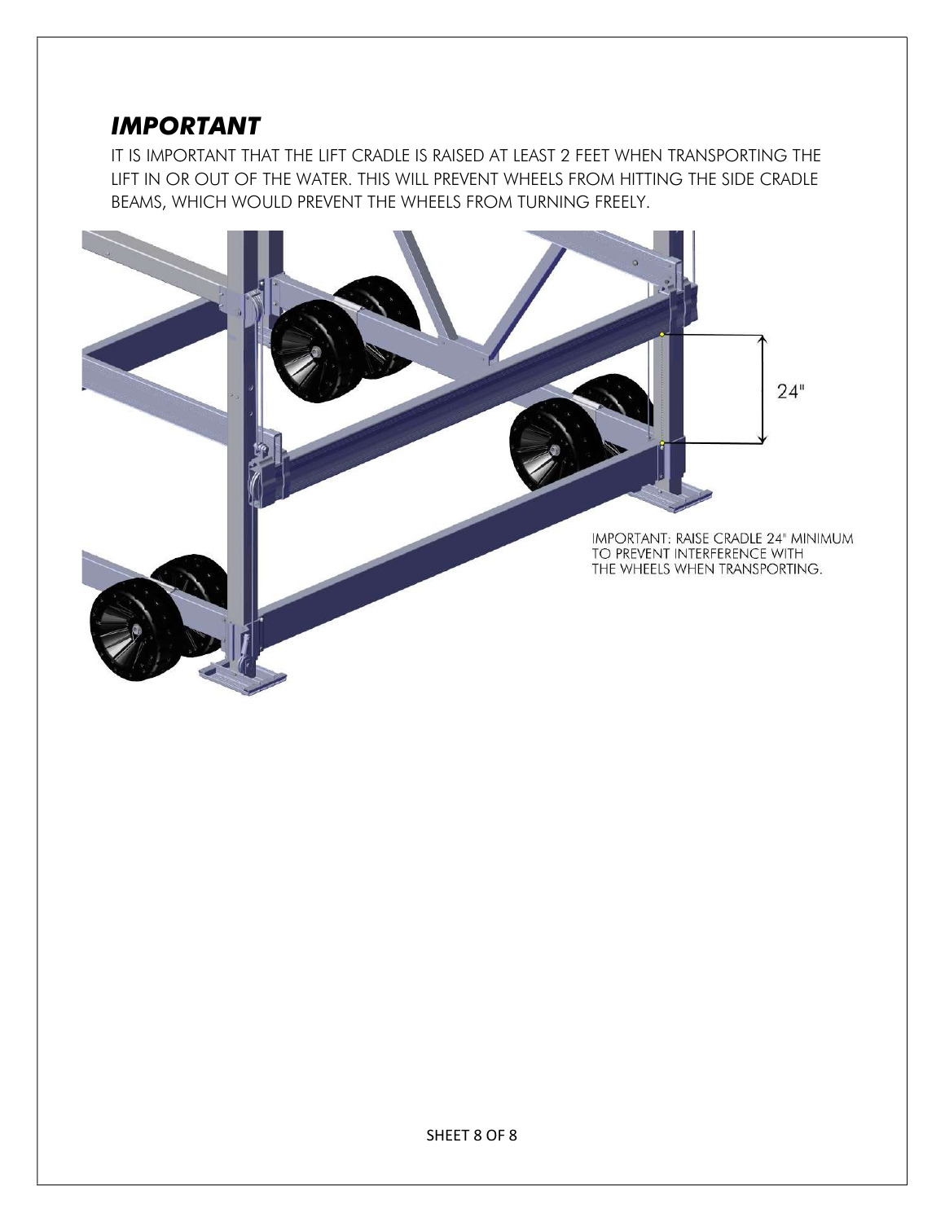## *IMPORTANT*

IT IS IMPORTANT THAT THE LIFT CRADLE IS RAISED AT LEAST 2 FEET WHEN TRANSPORTING THE LIFT IN OR OUT OF THE WATER. THIS WILL PREVENT WHEELS FROM HITTING THE SIDE CRADLE BEAMS, WHICH WOULD PREVENT THE WHEELS FROM TURNING FREELY.

24"

IMPORTANT: RAISE CRADLE 24" MINIMUM TO PREVENT INTERFERENCE WITH THE WHEELS WHEN TRANSPORTING.